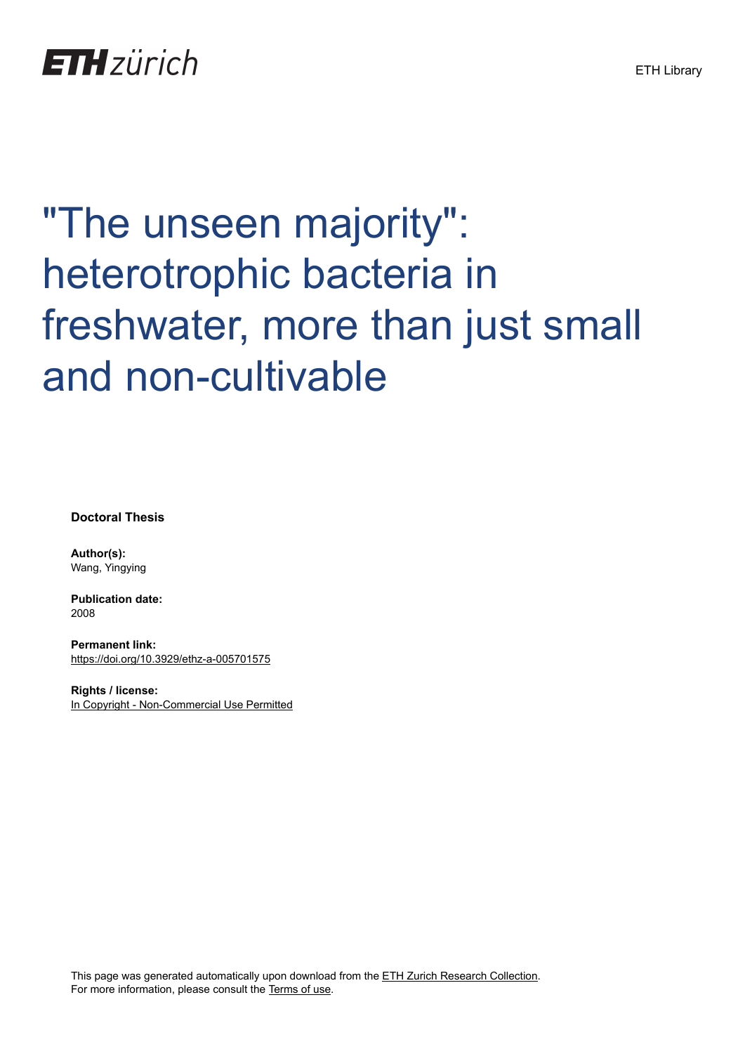ETH zürich

ETH Library

# "The unseen majority": heterotrophic bacteria in freshwater, more than just small and non-cultivable

**Doctoral Thesis**

**Author(s):**
Wang, Yingying

**Publication date:**
2008

**Permanent link:**
https://doi.org/10.3929/ethz-a-005701575

**Rights / license:**
In Copyright - Non-Commercial Use Permitted

This page was generated automatically upon download from the ETH Zurich Research Collection.
For more information, please consult the Terms of use.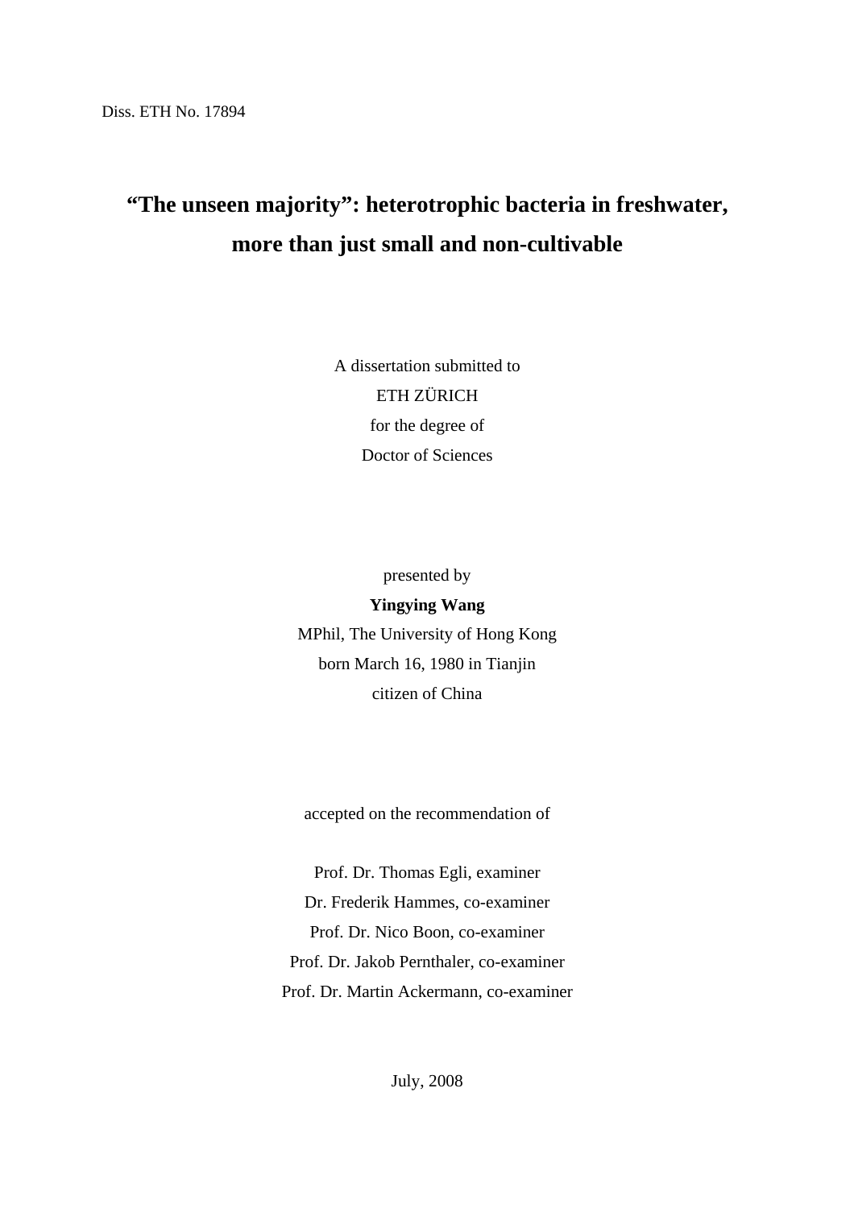Diss. ETH No. 17894

# "The unseen majority": heterotrophic bacteria in freshwater, more than just small and non-cultivable

A dissertation submitted to
ETH ZÜRICH
for the degree of
Doctor of Sciences

presented by
**Yingying Wang**
MPhil, The University of Hong Kong
born March 16, 1980 in Tianjin
citizen of China

accepted on the recommendation of

Prof. Dr. Thomas Egli, examiner
Dr. Frederik Hammes, co-examiner
Prof. Dr. Nico Boon, co-examiner
Prof. Dr. Jakob Pernthaler, co-examiner
Prof. Dr. Martin Ackermann, co-examiner

July, 2008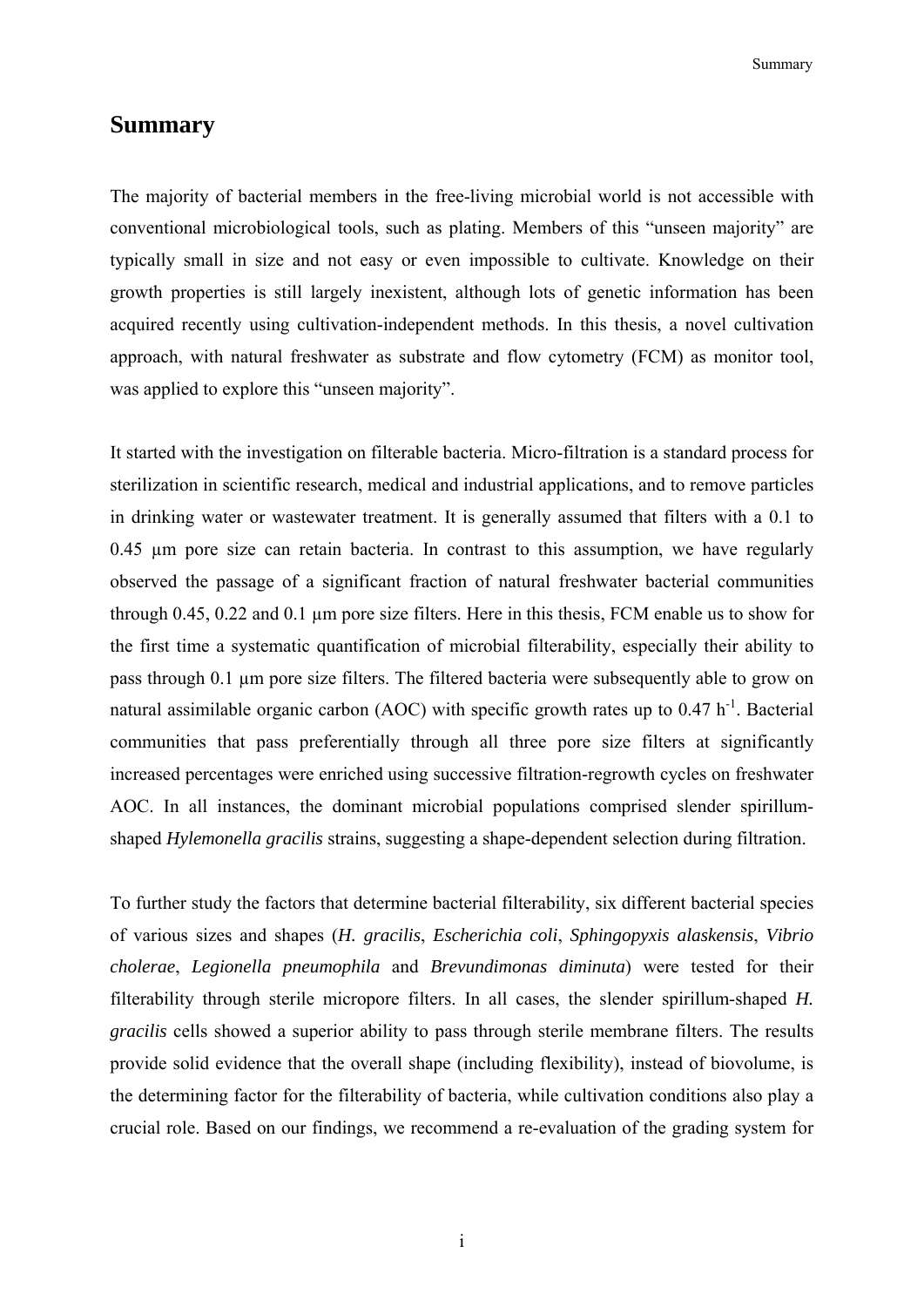# Summary

The majority of bacterial members in the free-living microbial world is not accessible with conventional microbiological tools, such as plating. Members of this "unseen majority" are typically small in size and not easy or even impossible to cultivate. Knowledge on their growth properties is still largely inexistent, although lots of genetic information has been acquired recently using cultivation-independent methods. In this thesis, a novel cultivation approach, with natural freshwater as substrate and flow cytometry (FCM) as monitor tool, was applied to explore this "unseen majority".

It started with the investigation on filterable bacteria. Micro-filtration is a standard process for sterilization in scientific research, medical and industrial applications, and to remove particles in drinking water or wastewater treatment. It is generally assumed that filters with a 0.1 to 0.45 µm pore size can retain bacteria. In contrast to this assumption, we have regularly observed the passage of a significant fraction of natural freshwater bacterial communities through 0.45, 0.22 and 0.1 µm pore size filters. Here in this thesis, FCM enable us to show for the first time a systematic quantification of microbial filterability, especially their ability to pass through 0.1 µm pore size filters. The filtered bacteria were subsequently able to grow on natural assimilable organic carbon (AOC) with specific growth rates up to 0.47 $h^{-1}$. Bacterial communities that pass preferentially through all three pore size filters at significantly increased percentages were enriched using successive filtration-regrowth cycles on freshwater AOC. In all instances, the dominant microbial populations comprised slender spirillum-shaped *Hylemonella gracilis* strains, suggesting a shape-dependent selection during filtration.

To further study the factors that determine bacterial filterability, six different bacterial species of various sizes and shapes (*H. gracilis*, *Escherichia coli*, *Sphingopyxis alaskensis*, *Vibrio cholerae*, *Legionella pneumophila* and *Brevundimonas diminuta*) were tested for their filterability through sterile micropore filters. In all cases, the slender spirillum-shaped *H. gracilis* cells showed a superior ability to pass through sterile membrane filters. The results provide solid evidence that the overall shape (including flexibility), instead of biovolume, is the determining factor for the filterability of bacteria, while cultivation conditions also play a crucial role. Based on our findings, we recommend a re-evaluation of the grading system for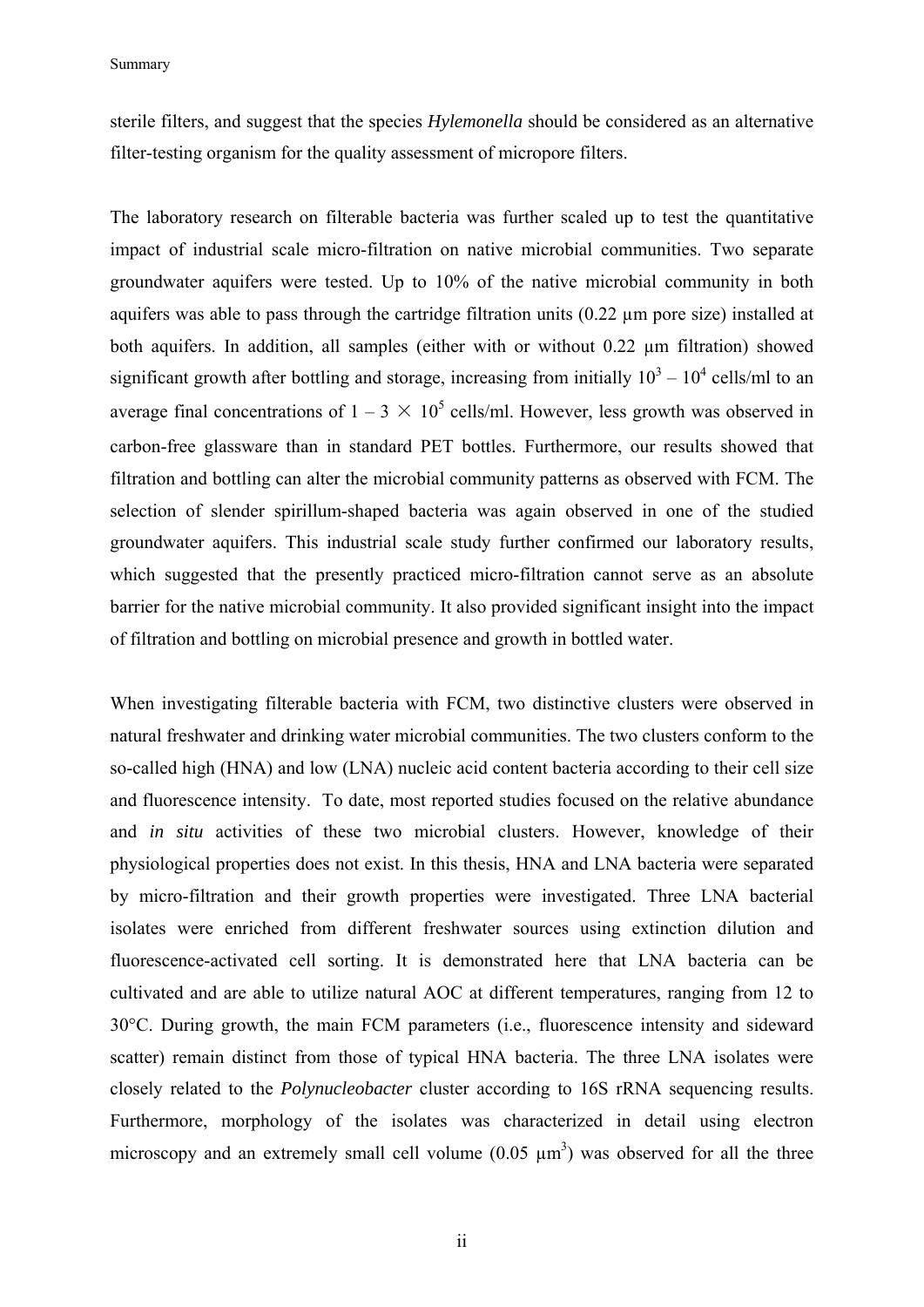sterile filters, and suggest that the species *Hylemonella* should be considered as an alternative filter-testing organism for the quality assessment of micropore filters.

The laboratory research on filterable bacteria was further scaled up to test the quantitative impact of industrial scale micro-filtration on native microbial communities. Two separate groundwater aquifers were tested. Up to 10% of the native microbial community in both aquifers was able to pass through the cartridge filtration units (0.22 µm pore size) installed at both aquifers. In addition, all samples (either with or without 0.22 µm filtration) showed significant growth after bottling and storage, increasing from initially $10^3$ – $10^4$ cells/ml to an average final concentrations of 1 – 3 $\times$ $10^5$ cells/ml. However, less growth was observed in carbon-free glassware than in standard PET bottles. Furthermore, our results showed that filtration and bottling can alter the microbial community patterns as observed with FCM. The selection of slender spirillum-shaped bacteria was again observed in one of the studied groundwater aquifers. This industrial scale study further confirmed our laboratory results, which suggested that the presently practiced micro-filtration cannot serve as an absolute barrier for the native microbial community. It also provided significant insight into the impact of filtration and bottling on microbial presence and growth in bottled water.

When investigating filterable bacteria with FCM, two distinctive clusters were observed in natural freshwater and drinking water microbial communities. The two clusters conform to the so-called high (HNA) and low (LNA) nucleic acid content bacteria according to their cell size and fluorescence intensity. To date, most reported studies focused on the relative abundance and *in situ* activities of these two microbial clusters. However, knowledge of their physiological properties does not exist. In this thesis, HNA and LNA bacteria were separated by micro-filtration and their growth properties were investigated. Three LNA bacterial isolates were enriched from different freshwater sources using extinction dilution and fluorescence-activated cell sorting. It is demonstrated here that LNA bacteria can be cultivated and are able to utilize natural AOC at different temperatures, ranging from 12 to 30°C. During growth, the main FCM parameters (i.e., fluorescence intensity and sideward scatter) remain distinct from those of typical HNA bacteria. The three LNA isolates were closely related to the *Polynucleobacter* cluster according to 16S rRNA sequencing results. Furthermore, morphology of the isolates was characterized in detail using electron microscopy and an extremely small cell volume (0.05 µm$^3$) was observed for all the three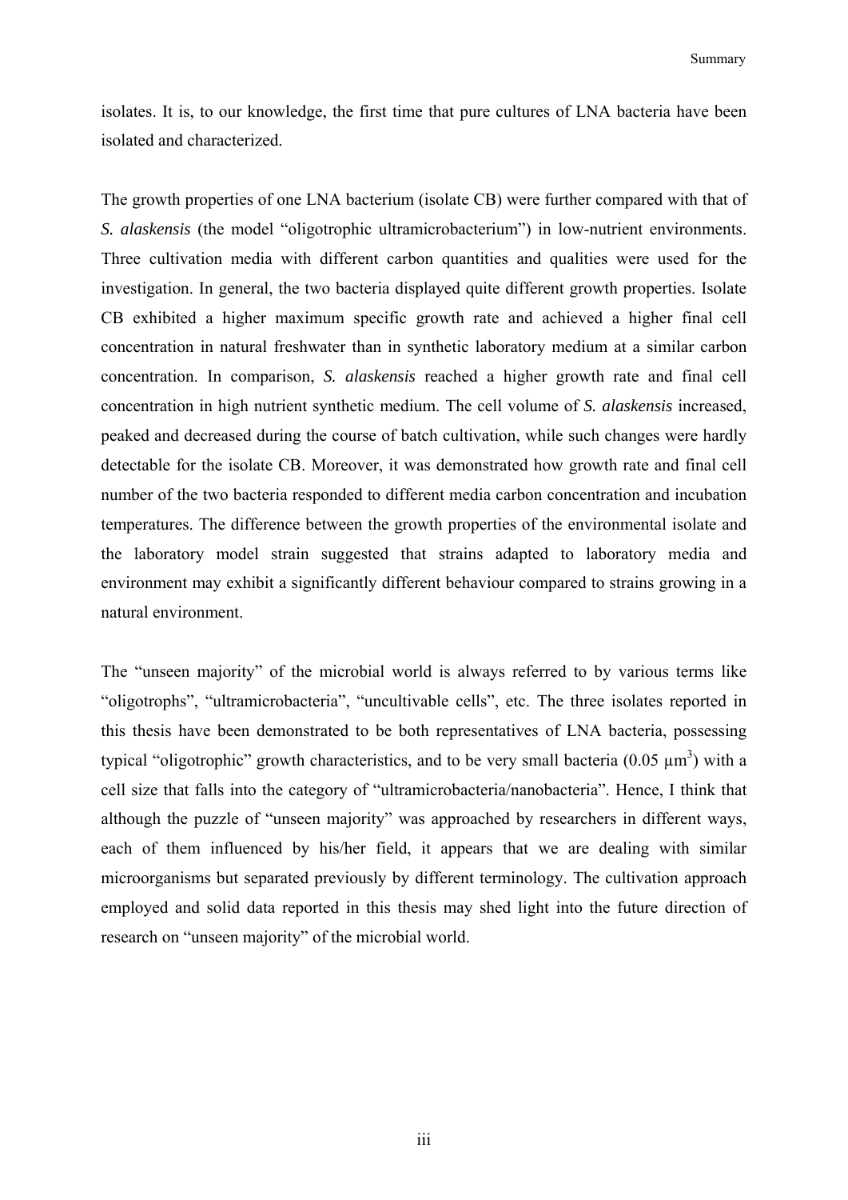isolates. It is, to our knowledge, the first time that pure cultures of LNA bacteria have been isolated and characterized.

The growth properties of one LNA bacterium (isolate CB) were further compared with that of *S. alaskensis* (the model "oligotrophic ultramicrobacterium") in low-nutrient environments. Three cultivation media with different carbon quantities and qualities were used for the investigation. In general, the two bacteria displayed quite different growth properties. Isolate CB exhibited a higher maximum specific growth rate and achieved a higher final cell concentration in natural freshwater than in synthetic laboratory medium at a similar carbon concentration. In comparison, *S. alaskensis* reached a higher growth rate and final cell concentration in high nutrient synthetic medium. The cell volume of *S. alaskensis* increased, peaked and decreased during the course of batch cultivation, while such changes were hardly detectable for the isolate CB. Moreover, it was demonstrated how growth rate and final cell number of the two bacteria responded to different media carbon concentration and incubation temperatures. The difference between the growth properties of the environmental isolate and the laboratory model strain suggested that strains adapted to laboratory media and environment may exhibit a significantly different behaviour compared to strains growing in a natural environment.

The "unseen majority" of the microbial world is always referred to by various terms like "oligotrophs", "ultramicrobacteria", "uncultivable cells", etc. The three isolates reported in this thesis have been demonstrated to be both representatives of LNA bacteria, possessing typical "oligotrophic" growth characteristics, and to be very small bacteria (0.05 $\mu m^3$) with a cell size that falls into the category of "ultramicrobacteria/nanobacteria". Hence, I think that although the puzzle of "unseen majority" was approached by researchers in different ways, each of them influenced by his/her field, it appears that we are dealing with similar microorganisms but separated previously by different terminology. The cultivation approach employed and solid data reported in this thesis may shed light into the future direction of research on "unseen majority" of the microbial world.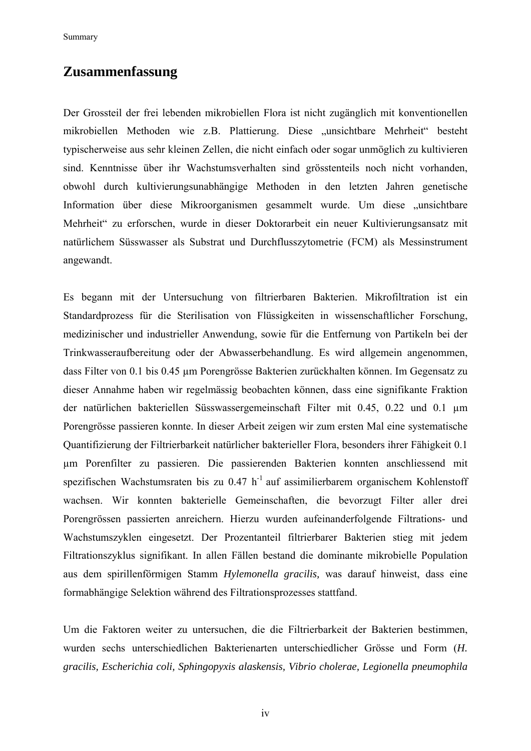# Zusammenfassung

Der Grossteil der frei lebenden mikrobiellen Flora ist nicht zugänglich mit konventionellen mikrobiellen Methoden wie z.B. Plattierung. Diese „unsichtbare Mehrheit" besteht typischerweise aus sehr kleinen Zellen, die nicht einfach oder sogar unmöglich zu kultivieren sind. Kenntnisse über ihr Wachstumsverhalten sind grösstenteils noch nicht vorhanden, obwohl durch kultivierungsunabhängige Methoden in den letzten Jahren genetische Information über diese Mikroorganismen gesammelt wurde. Um diese „unsichtbare Mehrheit" zu erforschen, wurde in dieser Doktorarbeit ein neuer Kultivierungsansatz mit natürlichem Süsswasser als Substrat und Durchflusszytometrie (FCM) als Messinstrument angewandt.

Es begann mit der Untersuchung von filtrierbaren Bakterien. Mikrofiltration ist ein Standardprozess für die Sterilisation von Flüssigkeiten in wissenschaftlicher Forschung, medizinischer und industrieller Anwendung, sowie für die Entfernung von Partikeln bei der Trinkwasseraufbereitung oder der Abwasserbehandlung. Es wird allgemein angenommen, dass Filter von 0.1 bis 0.45 µm Porengrösse Bakterien zurückhalten können. Im Gegensatz zu dieser Annahme haben wir regelmässig beobachten können, dass eine signifikante Fraktion der natürlichen bakteriellen Süsswassergemeinschaft Filter mit 0.45, 0.22 und 0.1 µm Porengrösse passieren konnte. In dieser Arbeit zeigen wir zum ersten Mal eine systematische Quantifizierung der Filtrierbarkeit natürlicher bakterieller Flora, besonders ihrer Fähigkeit 0.1 µm Porenfilter zu passieren. Die passierenden Bakterien konnten anschliessend mit spezifischen Wachstumsraten bis zu 0.47 $h^{-1}$ auf assimilierbarem organischem Kohlenstoff wachsen. Wir konnten bakterielle Gemeinschaften, die bevorzugt Filter aller drei Porengrössen passierten anreichern. Hierzu wurden aufeinanderfolgende Filtrations- und Wachstumszyklen eingesetzt. Der Prozentanteil filtrierbarer Bakterien stieg mit jedem Filtrationszyklus signifikant. In allen Fällen bestand die dominante mikrobielle Population aus dem spirillenförmigen Stamm *Hylemonella gracilis,* was darauf hinweist, dass eine formabhängige Selektion während des Filtrationsprozesses stattfand.

Um die Faktoren weiter zu untersuchen, die die Filtrierbarkeit der Bakterien bestimmen, wurden sechs unterschiedlichen Bakterienarten unterschiedlicher Grösse und Form (*H. gracilis, Escherichia coli, Sphingopyxis alaskensis, Vibrio cholerae, Legionella pneumophila*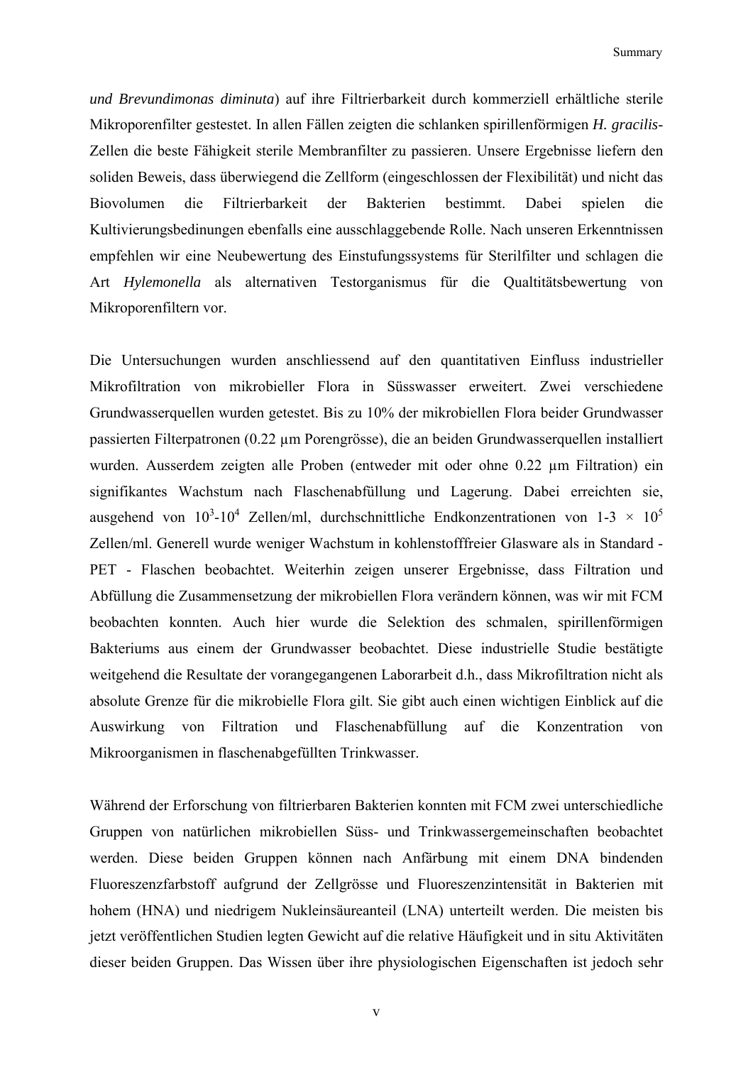*und Brevundimonas diminuta*) auf ihre Filtrierbarkeit durch kommerziell erhältliche sterile Mikroporenfilter gestestet. In allen Fällen zeigten die schlanken spirillenförmigen *H. gracilis*-Zellen die beste Fähigkeit sterile Membranfilter zu passieren. Unsere Ergebnisse liefern den soliden Beweis, dass überwiegend die Zellform (eingeschlossen der Flexibilität) und nicht das Biovolumen die Filtrierbarkeit der Bakterien bestimmt. Dabei spielen die Kultivierungsbedinungen ebenfalls eine ausschlaggebende Rolle. Nach unseren Erkenntnissen empfehlen wir eine Neubewertung des Einstufungssystems für Sterilfilter und schlagen die Art *Hylemonella* als alternativen Testorganismus für die Qualtitätsbewertung von Mikroporenfiltern vor.

Die Untersuchungen wurden anschliessend auf den quantitativen Einfluss industrieller Mikrofiltration von mikrobieller Flora in Süsswasser erweitert. Zwei verschiedene Grundwasserquellen wurden getestet. Bis zu 10% der mikrobiellen Flora beider Grundwasser passierten Filterpatronen (0.22 µm Porengrösse), die an beiden Grundwasserquellen installiert wurden. Ausserdem zeigten alle Proben (entweder mit oder ohne 0.22 µm Filtration) ein signifikantes Wachstum nach Flaschenabfüllung und Lagerung. Dabei erreichten sie, ausgehend von $10^3$-$10^4$ Zellen/ml, durchschnittliche Endkonzentrationen von 1-3 × $10^5$ Zellen/ml. Generell wurde weniger Wachstum in kohlenstofffreier Glasware als in Standard - PET - Flaschen beobachtet. Weiterhin zeigen unserer Ergebnisse, dass Filtration und Abfüllung die Zusammensetzung der mikrobiellen Flora verändern können, was wir mit FCM beobachten konnten. Auch hier wurde die Selektion des schmalen, spirillenförmigen Bakteriums aus einem der Grundwasser beobachtet. Diese industrielle Studie bestätigte weitgehend die Resultate der vorangegangenen Laborarbeit d.h., dass Mikrofiltration nicht als absolute Grenze für die mikrobielle Flora gilt. Sie gibt auch einen wichtigen Einblick auf die Auswirkung von Filtration und Flaschenabfüllung auf die Konzentration von Mikroorganismen in flaschenabgefüllten Trinkwasser.

Während der Erforschung von filtrierbaren Bakterien konnten mit FCM zwei unterschiedliche Gruppen von natürlichen mikrobiellen Süss- und Trinkwassergemeinschaften beobachtet werden. Diese beiden Gruppen können nach Anfärbung mit einem DNA bindenden Fluoreszenzfarbstoff aufgrund der Zellgrösse und Fluoreszenzintensität in Bakterien mit hohem (HNA) und niedrigem Nukleinsäureanteil (LNA) unterteilt werden. Die meisten bis jetzt veröffentlichen Studien legten Gewicht auf die relative Häufigkeit und in situ Aktivitäten dieser beiden Gruppen. Das Wissen über ihre physiologischen Eigenschaften ist jedoch sehr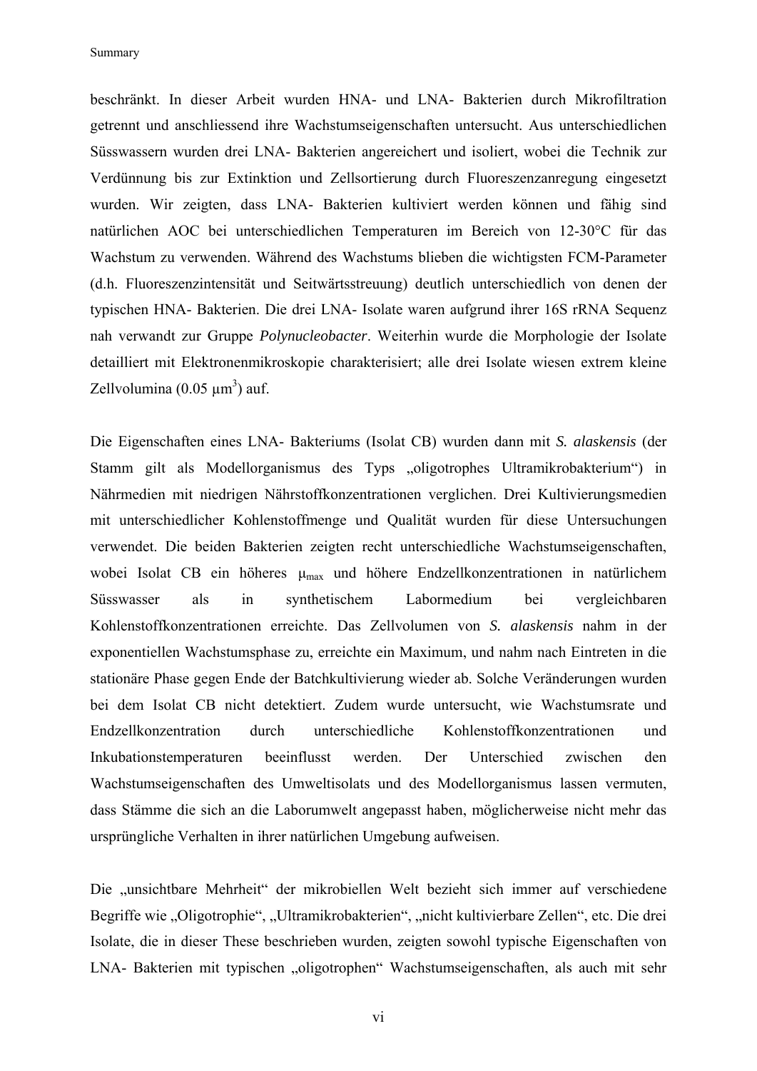beschränkt. In dieser Arbeit wurden HNA- und LNA- Bakterien durch Mikrofiltration getrennt und anschliessend ihre Wachstumseigenschaften untersucht. Aus unterschiedlichen Süsswassern wurden drei LNA- Bakterien angereichert und isoliert, wobei die Technik zur Verdünnung bis zur Extinktion und Zellsortierung durch Fluoreszenzanregung eingesetzt wurden. Wir zeigten, dass LNA- Bakterien kultiviert werden können und fähig sind natürlichen AOC bei unterschiedlichen Temperaturen im Bereich von 12-30°C für das Wachstum zu verwenden. Während des Wachstums blieben die wichtigsten FCM-Parameter (d.h. Fluoreszenzintensität und Seitwärtsstreuung) deutlich unterschiedlich von denen der typischen HNA- Bakterien. Die drei LNA- Isolate waren aufgrund ihrer 16S rRNA Sequenz nah verwandt zur Gruppe *Polynucleobacter*. Weiterhin wurde die Morphologie der Isolate detailliert mit Elektronenmikroskopie charakterisiert; alle drei Isolate wiesen extrem kleine Zellvolumina (0.05 $\mu m^3$) auf.

Die Eigenschaften eines LNA- Bakteriums (Isolat CB) wurden dann mit *S. alaskensis* (der Stamm gilt als Modellorganismus des Typs „oligotrophes Ultramikrobakterium“) in Nährmedien mit niedrigen Nährstoffkonzentrationen verglichen. Drei Kultivierungsmedien mit unterschiedlicher Kohlenstoffmenge und Qualität wurden für diese Untersuchungen verwendet. Die beiden Bakterien zeigten recht unterschiedliche Wachstumseigenschaften, wobei Isolat CB ein höheres $\mu_{max}$ und höhere Endzellkonzentrationen in natürlichem Süsswasser als in synthetischem Labormedium bei vergleichbaren Kohlenstoffkonzentrationen erreichte. Das Zellvolumen von *S. alaskensis* nahm in der exponentiellen Wachstumsphase zu, erreichte ein Maximum, und nahm nach Eintreten in die stationäre Phase gegen Ende der Batchkultivierung wieder ab. Solche Veränderungen wurden bei dem Isolat CB nicht detektiert. Zudem wurde untersucht, wie Wachstumsrate und Endzellkonzentration durch unterschiedliche Kohlenstoffkonzentrationen und Inkubationstemperaturen beeinflusst werden. Der Unterschied zwischen den Wachstumseigenschaften des Umweltisolats und des Modellorganismus lassen vermuten, dass Stämme die sich an die Laborumwelt angepasst haben, möglicherweise nicht mehr das ursprüngliche Verhalten in ihrer natürlichen Umgebung aufweisen.

Die „unsichtbare Mehrheit“ der mikrobiellen Welt bezieht sich immer auf verschiedene Begriffe wie „Oligotrophie“, „Ultramikrobakterien“, „nicht kultivierbare Zellen“, etc. Die drei Isolate, die in dieser These beschrieben wurden, zeigten sowohl typische Eigenschaften von LNA- Bakterien mit typischen „oligotrophen“ Wachstumseigenschaften, als auch mit sehr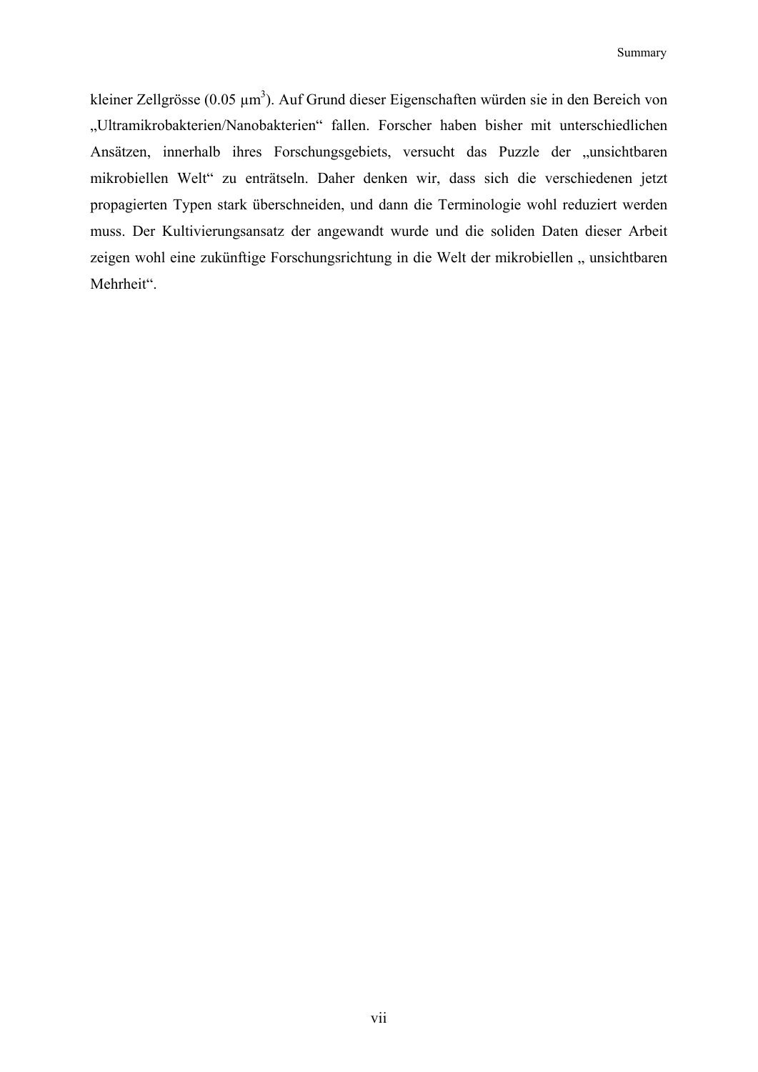kleiner Zellgrösse (0.05 $\mu m^3$). Auf Grund dieser Eigenschaften würden sie in den Bereich von „Ultramikrobakterien/Nanobakterien" fallen. Forscher haben bisher mit unterschiedlichen Ansätzen, innerhalb ihres Forschungsgebiets, versucht das Puzzle der „unsichtbaren mikrobiellen Welt" zu enträtseln. Daher denken wir, dass sich die verschiedenen jetzt propagierten Typen stark überschneiden, und dann die Terminologie wohl reduziert werden muss. Der Kultivierungsansatz der angewandt wurde und die soliden Daten dieser Arbeit zeigen wohl eine zukünftige Forschungsrichtung in die Welt der mikrobiellen „ unsichtbaren Mehrheit".